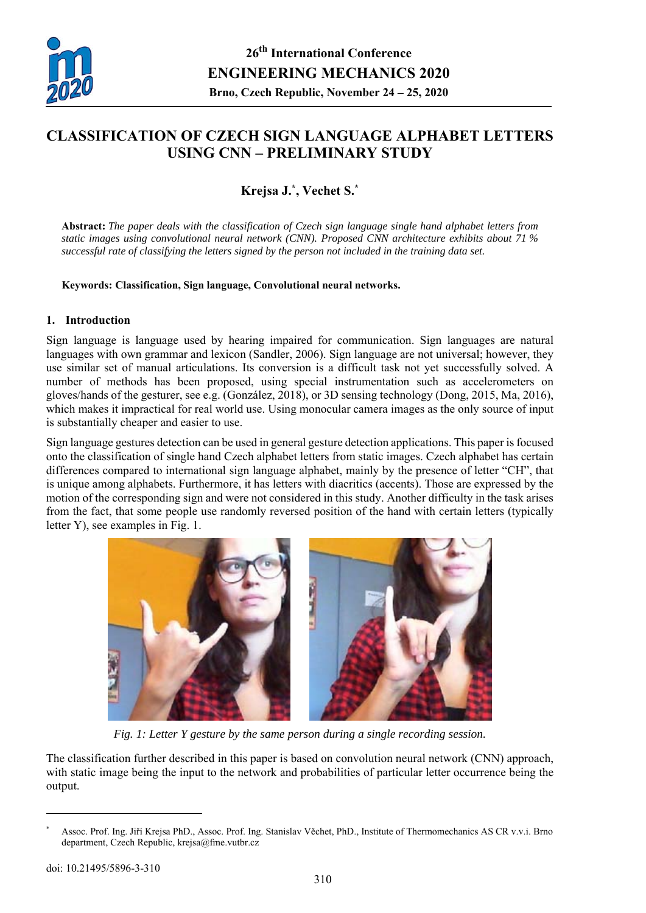# CLASSIFICATION OF CZECH SIGN LANGUAGE ALPHABET LETTERS USING CNN – PRELIMINARY STUDY

**Krejsa J.[*], Vechet S.[*]**

**Abstract:** *The paper deals with the classification of Czech sign language single hand alphabet letters from static images using convolutional neural network (CNN). Proposed CNN architecture exhibits about 71 % successful rate of classifying the letters signed by the person not included in the training data set.*

**Keywords: Classification, Sign language, Convolutional neural networks.**

## 1. Introduction

Sign language is language used by hearing impaired for communication. Sign languages are natural languages with own grammar and lexicon (Sandler, 2006). Sign language are not universal; however, they use similar set of manual articulations. Its conversion is a difficult task not yet successfully solved. A number of methods has been proposed, using special instrumentation such as accelerometers on gloves/hands of the gesturer, see e.g. (González, 2018), or 3D sensing technology (Dong, 2015, Ma, 2016), which makes it impractical for real world use. Using monocular camera images as the only source of input is substantially cheaper and easier to use.

Sign language gestures detection can be used in general gesture detection applications. This paper is focused onto the classification of single hand Czech alphabet letters from static images. Czech alphabet has certain differences compared to international sign language alphabet, mainly by the presence of letter "CH", that is unique among alphabets. Furthermore, it has letters with diacritics (accents). Those are expressed by the motion of the corresponding sign and were not considered in this study. Another difficulty in the task arises from the fact, that some people use randomly reversed position of the hand with certain letters (typically letter Y), see examples in Fig. 1.

*Fig. 1: Letter Y gesture by the same person during a single recording session.*

The classification further described in this paper is based on convolution neural network (CNN) approach, with static image being the input to the network and probabilities of particular letter occurrence being the output.

[*] Assoc. Prof. Ing. Jiří Krejsa PhD., Assoc. Prof. Ing. Stanislav Věchet, PhD., Institute of Thermomechanics AS CR v.v.i. Brno department, Czech Republic, krejsa@fme.vutbr.cz

doi: 10.21495/5896-3-310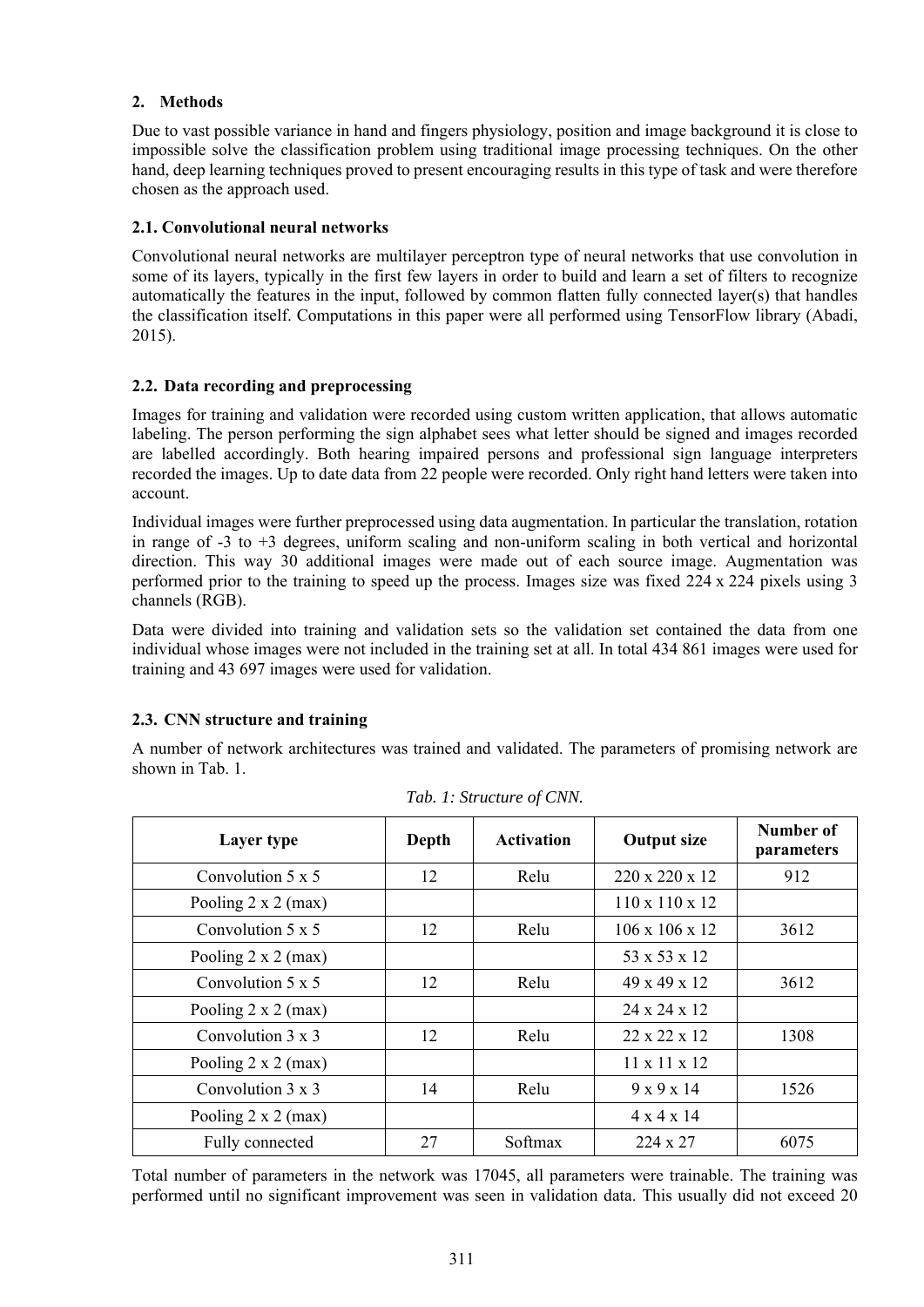## 2. Methods

Due to vast possible variance in hand and fingers physiology, position and image background it is close to impossible solve the classification problem using traditional image processing techniques. On the other hand, deep learning techniques proved to present encouraging results in this type of task and were therefore chosen as the approach used.

### 2.1. Convolutional neural networks

Convolutional neural networks are multilayer perceptron type of neural networks that use convolution in some of its layers, typically in the first few layers in order to build and learn a set of filters to recognize automatically the features in the input, followed by common flatten fully connected layer(s) that handles the classification itself. Computations in this paper were all performed using TensorFlow library (Abadi, 2015).

### 2.2. Data recording and preprocessing

Images for training and validation were recorded using custom written application, that allows automatic labeling. The person performing the sign alphabet sees what letter should be signed and images recorded are labelled accordingly. Both hearing impaired persons and professional sign language interpreters recorded the images. Up to date data from 22 people were recorded. Only right hand letters were taken into account.

Individual images were further preprocessed using data augmentation. In particular the translation, rotation in range of -3 to +3 degrees, uniform scaling and non-uniform scaling in both vertical and horizontal direction. This way 30 additional images were made out of each source image. Augmentation was performed prior to the training to speed up the process. Images size was fixed 224 x 224 pixels using 3 channels (RGB).

Data were divided into training and validation sets so the validation set contained the data from one individual whose images were not included in the training set at all. In total 434 861 images were used for training and 43 697 images were used for validation.

### 2.3. CNN structure and training

A number of network architectures was trained and validated. The parameters of promising network are shown in Tab. 1.

*Tab. 1: Structure of CNN.*

| Layer type | Depth | Activation | Output size | Number of parameters |
|---|---|---|---|---|
| Convolution 5 x 5 | 12 | Relu | 220 x 220 x 12 | 912 |
| Pooling 2 x 2 (max) | | | 110 x 110 x 12 | |
| Convolution 5 x 5 | 12 | Relu | 106 x 106 x 12 | 3612 |
| Pooling 2 x 2 (max) | | | 53 x 53 x 12 | |
| Convolution 5 x 5 | 12 | Relu | 49 x 49 x 12 | 3612 |
| Pooling 2 x 2 (max) | | | 24 x 24 x 12 | |
| Convolution 3 x 3 | 12 | Relu | 22 x 22 x 12 | 1308 |
| Pooling 2 x 2 (max) | | | 11 x 11 x 12 | |
| Convolution 3 x 3 | 14 | Relu | 9 x 9 x 14 | 1526 |
| Pooling 2 x 2 (max) | | | 4 x 4 x 14 | |
| Fully connected | 27 | Softmax | 224 x 27 | 6075 |

Total number of parameters in the network was 17045, all parameters were trainable. The training was performed until no significant improvement was seen in validation data. This usually did not exceed 20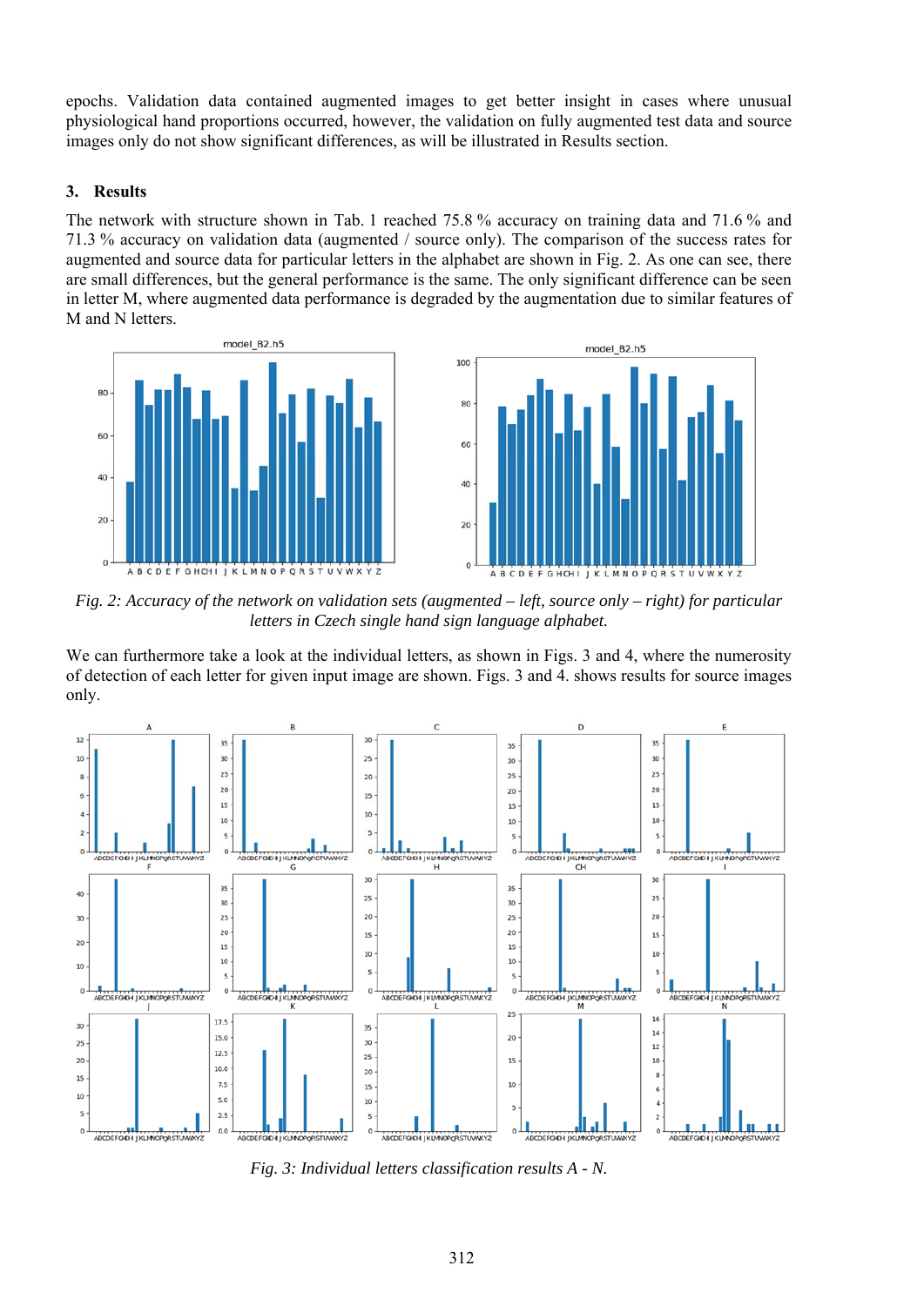epochs. Validation data contained augmented images to get better insight in cases where unusual physiological hand proportions occurred, however, the validation on fully augmented test data and source images only do not show significant differences, as will be illustrated in Results section.

## 3. Results

The network with structure shown in Tab. 1 reached 75.8 % accuracy on training data and 71.6 % and 71.3 % accuracy on validation data (augmented / source only). The comparison of the success rates for augmented and source data for particular letters in the alphabet are shown in Fig. 2. As one can see, there are small differences, but the general performance is the same. The only significant difference can be seen in letter M, where augmented data performance is degraded by the augmentation due to similar features of M and N letters.

*Fig. 2: Accuracy of the network on validation sets (augmented – left, source only – right) for particular letters in Czech single hand sign language alphabet.*

We can furthermore take a look at the individual letters, as shown in Figs. 3 and 4, where the numerosity of detection of each letter for given input image are shown. Figs. 3 and 4. shows results for source images only.

*Fig. 3: Individual letters classification results A - N.*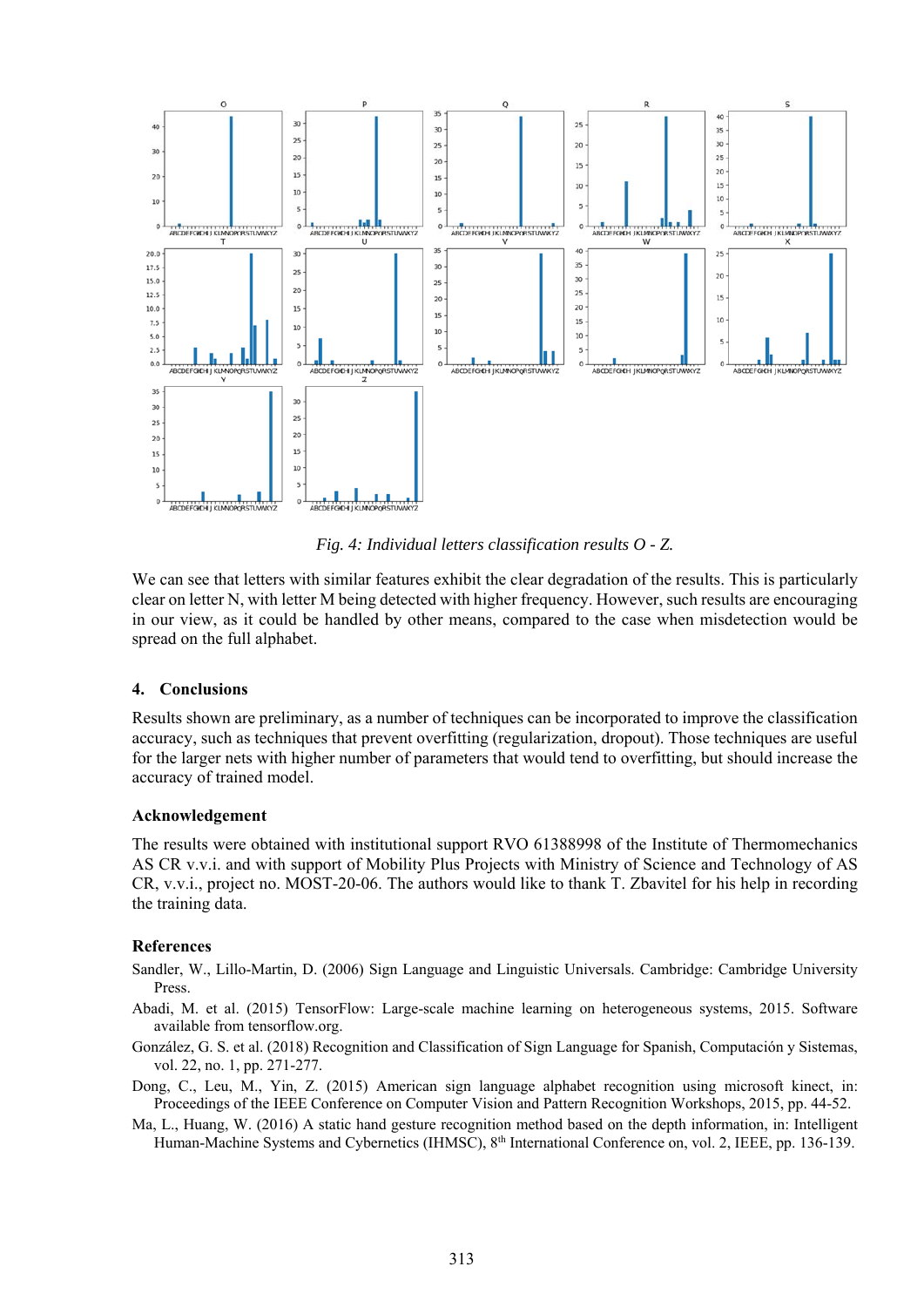O

40
30
20
10
0
ABCDEFGHIJKLMNOPQRSTUVWXYZ

P

30
25
20
15
10
5
0
ABCDEFGHIJKLMNOPQRSTUVWXYZ

Q

35
30
25
20
15
10
5
0
ABCDEFGHIJKLMNOPQRSTUVWXYZ

R

25
20
15
10
5
0
ABCDEFGHIJKLMNOPQRSTUVWXYZ

S

40
35
30
25
20
15
10
5
0
ABCDEFGHIJKLMNOPQRSTUVWXYZ

T

20.0
17.5
15.0
12.5
10.0
7.5
5.0
2.5
0.0
ABCDEFGHIJKLMNOPQRSTUVWXYZ

U

30
25
20
15
10
5
0
ABCDEFGHIJKLMNOPQRSTUVWXYZ

V

35
30
25
20
15
10
5
0
ABCDEFGHIJKLMNOPQRSTUVWXYZ

W

40
35
30
25
20
15
10
5
0
ABCDEFGHIJKLMNOPQRSTUVWXYZ

X

25
20
15
10
5
0
ABCDEFGHIJKLMNOPQRSTUVWXYZ

Y

35
30
25
20
15
10
5
0
ABCDEFGHIJKLMNOPQRSTUVWXYZ

Z

30
25
20
15
10
5
0
ABCDEFGHIJKLMNOPQRSTUVWXYZ

*Fig. 4: Individual letters classification results O - Z.*

We can see that letters with similar features exhibit the clear degradation of the results. This is particularly clear on letter N, with letter M being detected with higher frequency. However, such results are encouraging in our view, as it could be handled by other means, compared to the case when misdetection would be spread on the full alphabet.

## 4. Conclusions

Results shown are preliminary, as a number of techniques can be incorporated to improve the classification accuracy, such as techniques that prevent overfitting (regularization, dropout). Those techniques are useful for the larger nets with higher number of parameters that would tend to overfitting, but should increase the accuracy of trained model.

### Acknowledgement

The results were obtained with institutional support RVO 61388998 of the Institute of Thermomechanics AS CR v.v.i. and with support of Mobility Plus Projects with Ministry of Science and Technology of AS CR, v.v.i., project no. MOST-20-06. The authors would like to thank T. Zbavitel for his help in recording the training data.

### References

Sandler, W., Lillo-Martin, D. (2006) Sign Language and Linguistic Universals. Cambridge: Cambridge University Press.

Abadi, M. et al. (2015) TensorFlow: Large-scale machine learning on heterogeneous systems, 2015. Software available from tensorflow.org.

González, G. S. et al. (2018) Recognition and Classification of Sign Language for Spanish, Computación y Sistemas, vol. 22, no. 1, pp. 271-277.

Dong, C., Leu, M., Yin, Z. (2015) American sign language alphabet recognition using microsoft kinect, in: Proceedings of the IEEE Conference on Computer Vision and Pattern Recognition Workshops, 2015, pp. 44-52.

Ma, L., Huang, W. (2016) A static hand gesture recognition method based on the depth information, in: Intelligent Human-Machine Systems and Cybernetics (IHMSC), 8th International Conference on, vol. 2, IEEE, pp. 136-139.